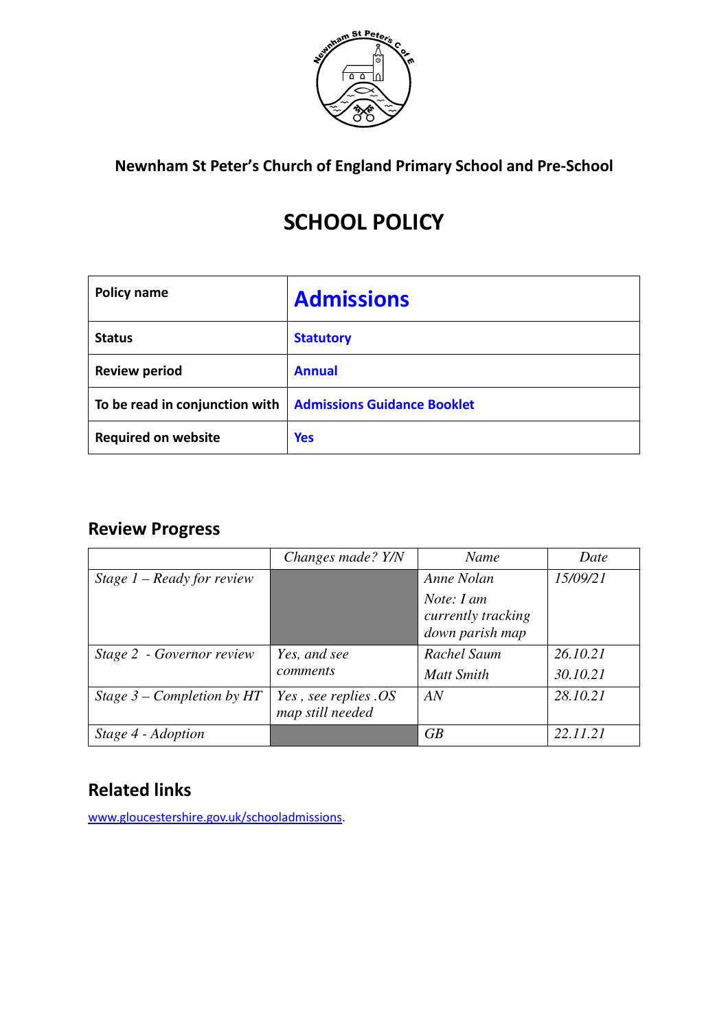**Newnham St Peter's Church of England Primary School and Pre-School**

# SCHOOL POLICY

| Policy name | **Admissions** |
|---|---|
| **Status** | **Statutory** |
| **Review period** | **Annual** |
| **To be read in conjunction with** | **Admissions Guidance Booklet** |
| **Required on website** | **Yes** |

## Review Progress

| | *Changes made? Y/N* | *Name* | *Date* |
|---|---|---|---|
| *Stage 1 – Ready for review* | | *Anne Nolan* *Note: I am currently tracking down parish map* | *15/09/21* |
| *Stage 2 - Governor review* | *Yes, and see comments* | *Rachel Saum* *Matt Smith* | *26.10.21* *30.10.21* |
| *Stage 3 – Completion by HT* | *Yes , see replies .OS map still needed* | *AN* | *28.10.21* |
| *Stage 4 - Adoption* | | *GB* | *22.11.21* |

## Related links

www.gloucestershire.gov.uk/schooladmissions.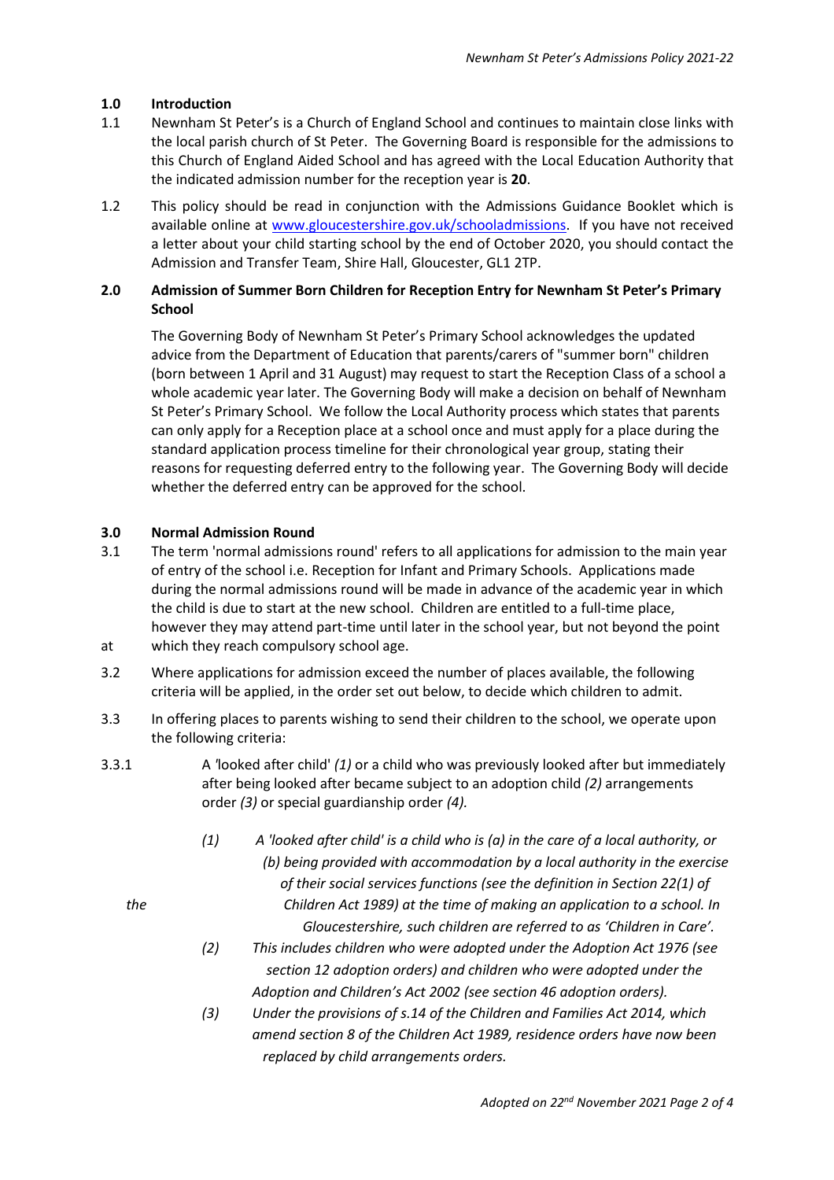## 1.0 Introduction

1.1 Newnham St Peter's is a Church of England School and continues to maintain close links with the local parish church of St Peter. The Governing Board is responsible for the admissions to this Church of England Aided School and has agreed with the Local Education Authority that the indicated admission number for the reception year is **20**.

1.2 This policy should be read in conjunction with the Admissions Guidance Booklet which is available online at [www.gloucestershire.gov.uk/schooladmissions](www.gloucestershire.gov.uk/schooladmissions). If you have not received a letter about your child starting school by the end of October 2020, you should contact the Admission and Transfer Team, Shire Hall, Gloucester, GL1 2TP.

## 2.0 Admission of Summer Born Children for Reception Entry for Newnham St Peter's Primary School

The Governing Body of Newnham St Peter's Primary School acknowledges the updated advice from the Department of Education that parents/carers of "summer born" children (born between 1 April and 31 August) may request to start the Reception Class of a school a whole academic year later. The Governing Body will make a decision on behalf of Newnham St Peter's Primary School. We follow the Local Authority process which states that parents can only apply for a Reception place at a school once and must apply for a place during the standard application process timeline for their chronological year group, stating their reasons for requesting deferred entry to the following year. The Governing Body will decide whether the deferred entry can be approved for the school.

## 3.0 Normal Admission Round

3.1 The term 'normal admissions round' refers to all applications for admission to the main year of entry of the school i.e. Reception for Infant and Primary Schools. Applications made during the normal admissions round will be made in advance of the academic year in which the child is due to start at the new school. Children are entitled to a full-time place, however they may attend part-time until later in the school year, but not beyond the point at which they reach compulsory school age.

3.2 Where applications for admission exceed the number of places available, the following criteria will be applied, in the order set out below, to decide which children to admit.

3.3 In offering places to parents wishing to send their children to the school, we operate upon the following criteria:

3.3.1 A 'looked after child' *(1)* or a child who was previously looked after but immediately after being looked after became subject to an adoption child *(2)* arrangements order *(3)* or special guardianship order *(4).*

*(1) A 'looked after child' is a child who is (a) in the care of a local authority, or (b) being provided with accommodation by a local authority in the exercise of their social services functions (see the definition in Section 22(1) of the Children Act 1989) at the time of making an application to a school. In Gloucestershire, such children are referred to as 'Children in Care'.*

*(2) This includes children who were adopted under the Adoption Act 1976 (see section 12 adoption orders) and children who were adopted under the Adoption and Children's Act 2002 (see section 46 adoption orders).*

*(3) Under the provisions of s.14 of the Children and Families Act 2014, which amend section 8 of the Children Act 1989, residence orders have now been replaced by child arrangements orders.*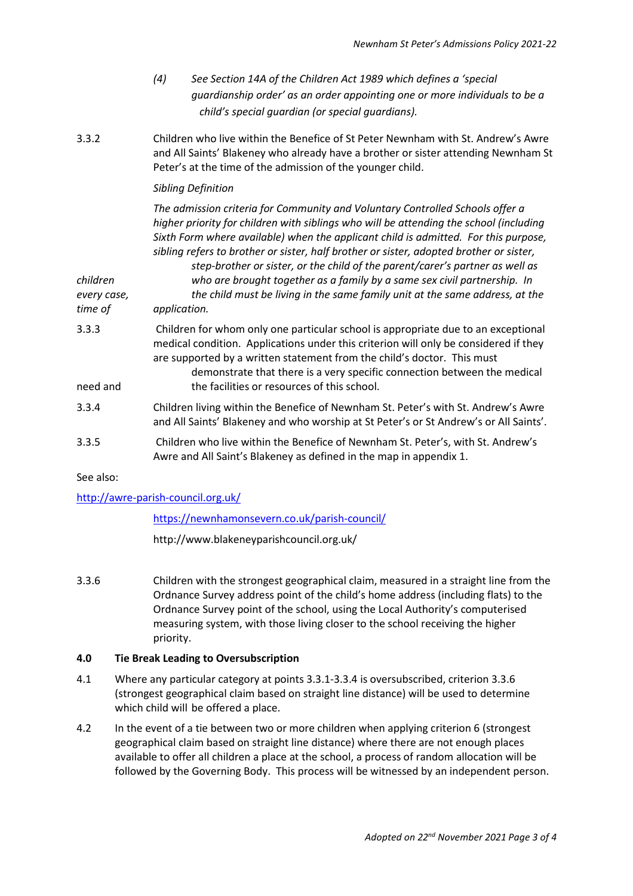(4) *See Section 14A of the Children Act 1989 which defines a 'special guardianship order' as an order appointing one or more individuals to be a child's special guardian (or special guardians).*

3.3.2 Children who live within the Benefice of St Peter Newnham with St. Andrew's Awre and All Saints' Blakeney who already have a brother or sister attending Newnham St Peter's at the time of the admission of the younger child.

*Sibling Definition*

*The admission criteria for Community and Voluntary Controlled Schools offer a higher priority for children with siblings who will be attending the school (including Sixth Form where available) when the applicant child is admitted. For this purpose, sibling refers to brother or sister, half brother or sister, adopted brother or sister, step-brother or sister, or the child of the parent/carer's partner as well as children who are brought together as a family by a same sex civil partnership. In every case, the child must be living in the same family unit at the same address, at the time of application.*

3.3.3 Children for whom only one particular school is appropriate due to an exceptional medical condition. Applications under this criterion will only be considered if they are supported by a written statement from the child's doctor. This must demonstrate that there is a very specific connection between the medical need and the facilities or resources of this school.

3.3.4 Children living within the Benefice of Newnham St. Peter's with St. Andrew's Awre and All Saints' Blakeney and who worship at St Peter's or St Andrew's or All Saints'.

3.3.5 Children who live within the Benefice of Newnham St. Peter's, with St. Andrew's Awre and All Saint's Blakeney as defined in the map in appendix 1.

See also:

http://awre-parish-council.org.uk/

https://newnhamonsevern.co.uk/parish-council/

http://www.blakeneyparishcouncil.org.uk/

3.3.6 Children with the strongest geographical claim, measured in a straight line from the Ordnance Survey address point of the child's home address (including flats) to the Ordnance Survey point of the school, using the Local Authority's computerised measuring system, with those living closer to the school receiving the higher priority.

## 4.0 Tie Break Leading to Oversubscription

4.1 Where any particular category at points 3.3.1-3.3.4 is oversubscribed, criterion 3.3.6 (strongest geographical claim based on straight line distance) will be used to determine which child will be offered a place.

4.2 In the event of a tie between two or more children when applying criterion 6 (strongest geographical claim based on straight line distance) where there are not enough places available to offer all children a place at the school, a process of random allocation will be followed by the Governing Body. This process will be witnessed by an independent person.

*Adopted on 22nd November 2021*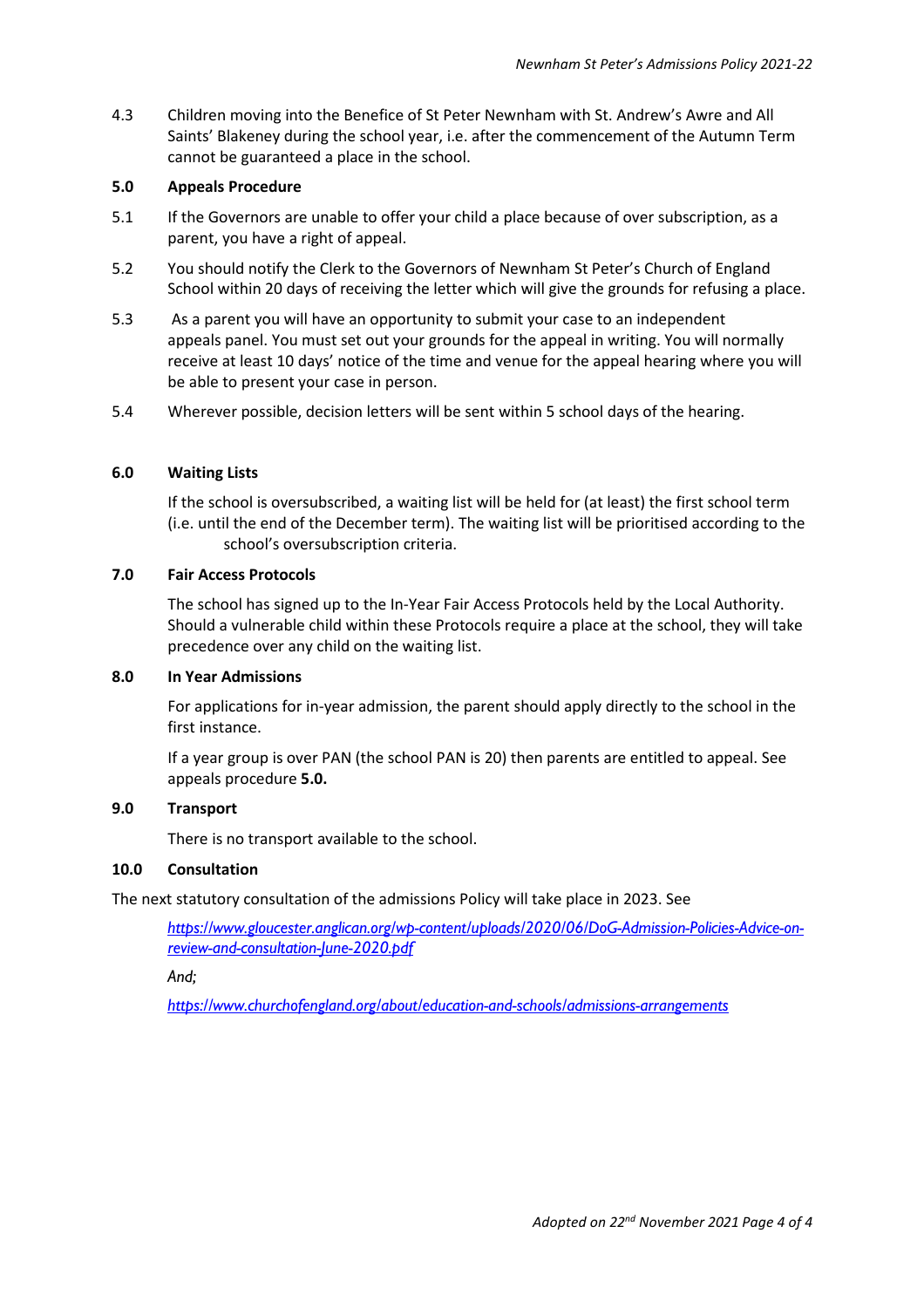4.3 Children moving into the Benefice of St Peter Newnham with St. Andrew's Awre and All Saints' Blakeney during the school year, i.e. after the commencement of the Autumn Term cannot be guaranteed a place in the school.

## 5.0 Appeals Procedure

5.1 If the Governors are unable to offer your child a place because of over subscription, as a parent, you have a right of appeal.

5.2 You should notify the Clerk to the Governors of Newnham St Peter's Church of England School within 20 days of receiving the letter which will give the grounds for refusing a place.

5.3 As a parent you will have an opportunity to submit your case to an independent appeals panel. You must set out your grounds for the appeal in writing. You will normally receive at least 10 days' notice of the time and venue for the appeal hearing where you will be able to present your case in person.

5.4 Wherever possible, decision letters will be sent within 5 school days of the hearing.

## 6.0 Waiting Lists

If the school is oversubscribed, a waiting list will be held for (at least) the first school term (i.e. until the end of the December term). The waiting list will be prioritised according to the school's oversubscription criteria.

## 7.0 Fair Access Protocols

The school has signed up to the In-Year Fair Access Protocols held by the Local Authority. Should a vulnerable child within these Protocols require a place at the school, they will take precedence over any child on the waiting list.

## 8.0 In Year Admissions

For applications for in-year admission, the parent should apply directly to the school in the first instance.

If a year group is over PAN (the school PAN is 20) then parents are entitled to appeal. See appeals procedure **5.0.**

## 9.0 Transport

There is no transport available to the school.

## 10.0 Consultation

The next statutory consultation of the admissions Policy will take place in 2023. See

*https://www.gloucester.anglican.org/wp-content/uploads/2020/06/DoG-Admission-Policies-Advice-on-review-and-consultation-June-2020.pdf*

*And;*

*https://www.churchofengland.org/about/education-and-schools/admissions-arrangements*

*Adopted on 22nd November 2021*